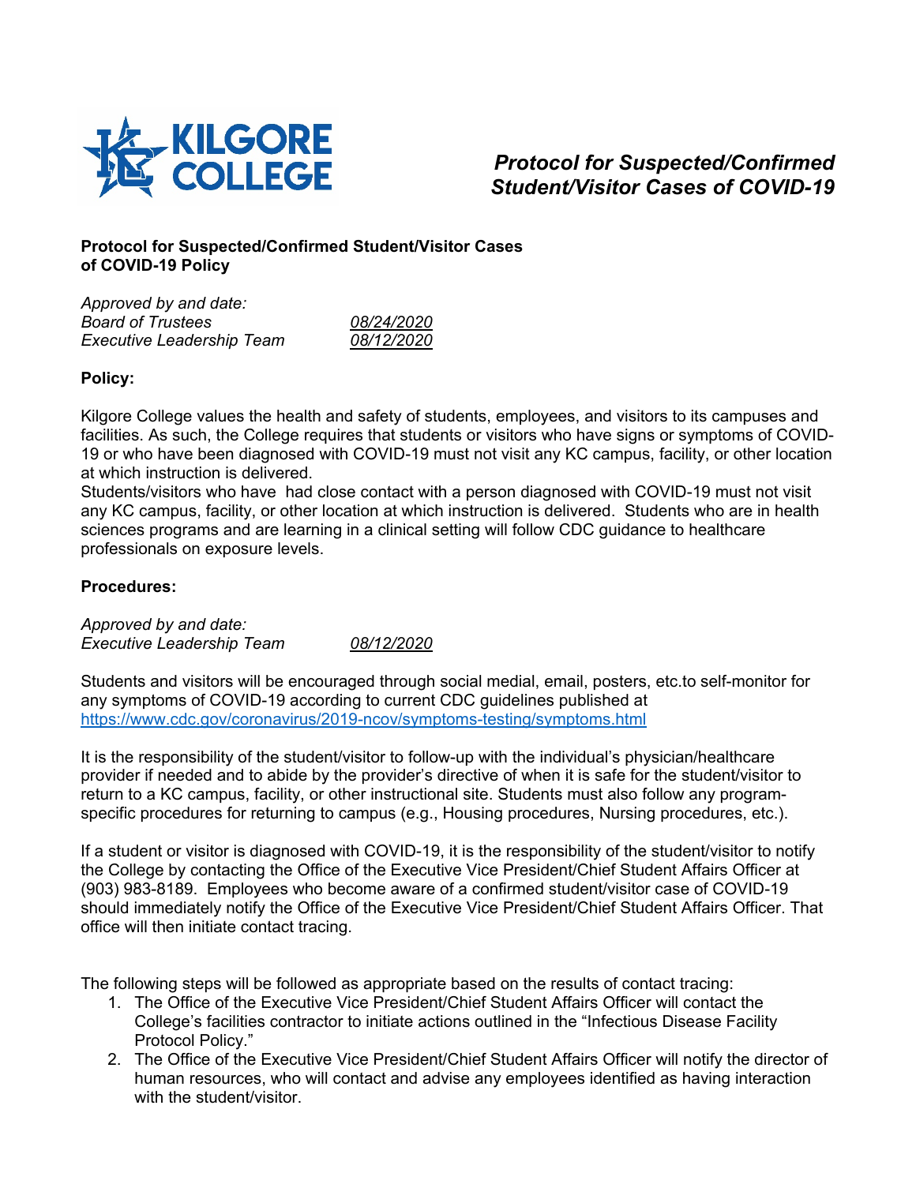# Protocol for Suspected/Confirmed Student/Visitor Cases of COVID-19

**Protocol for Suspected/Confirmed Student/Visitor Cases of COVID-19 Policy**

*Approved by and date:*
*Board of Trustees* *08/24/2020*
*Executive Leadership Team* *08/12/2020*

**Policy:**

Kilgore College values the health and safety of students, employees, and visitors to its campuses and facilities. As such, the College requires that students or visitors who have signs or symptoms of COVID-19 or who have been diagnosed with COVID-19 must not visit any KC campus, facility, or other location at which instruction is delivered.
Students/visitors who have had close contact with a person diagnosed with COVID-19 must not visit any KC campus, facility, or other location at which instruction is delivered. Students who are in health sciences programs and are learning in a clinical setting will follow CDC guidance to healthcare professionals on exposure levels.

**Procedures:**

*Approved by and date:*
*Executive Leadership Team* *08/12/2020*

Students and visitors will be encouraged through social medial, email, posters, etc.to self-monitor for any symptoms of COVID-19 according to current CDC guidelines published at https://www.cdc.gov/coronavirus/2019-ncov/symptoms-testing/symptoms.html

It is the responsibility of the student/visitor to follow-up with the individual's physician/healthcare provider if needed and to abide by the provider's directive of when it is safe for the student/visitor to return to a KC campus, facility, or other instructional site. Students must also follow any program-specific procedures for returning to campus (e.g., Housing procedures, Nursing procedures, etc.).

If a student or visitor is diagnosed with COVID-19, it is the responsibility of the student/visitor to notify the College by contacting the Office of the Executive Vice President/Chief Student Affairs Officer at (903) 983-8189. Employees who become aware of a confirmed student/visitor case of COVID-19 should immediately notify the Office of the Executive Vice President/Chief Student Affairs Officer. That office will then initiate contact tracing.

The following steps will be followed as appropriate based on the results of contact tracing:

1. The Office of the Executive Vice President/Chief Student Affairs Officer will contact the College's facilities contractor to initiate actions outlined in the "Infectious Disease Facility Protocol Policy."
2. The Office of the Executive Vice President/Chief Student Affairs Officer will notify the director of human resources, who will contact and advise any employees identified as having interaction with the student/visitor.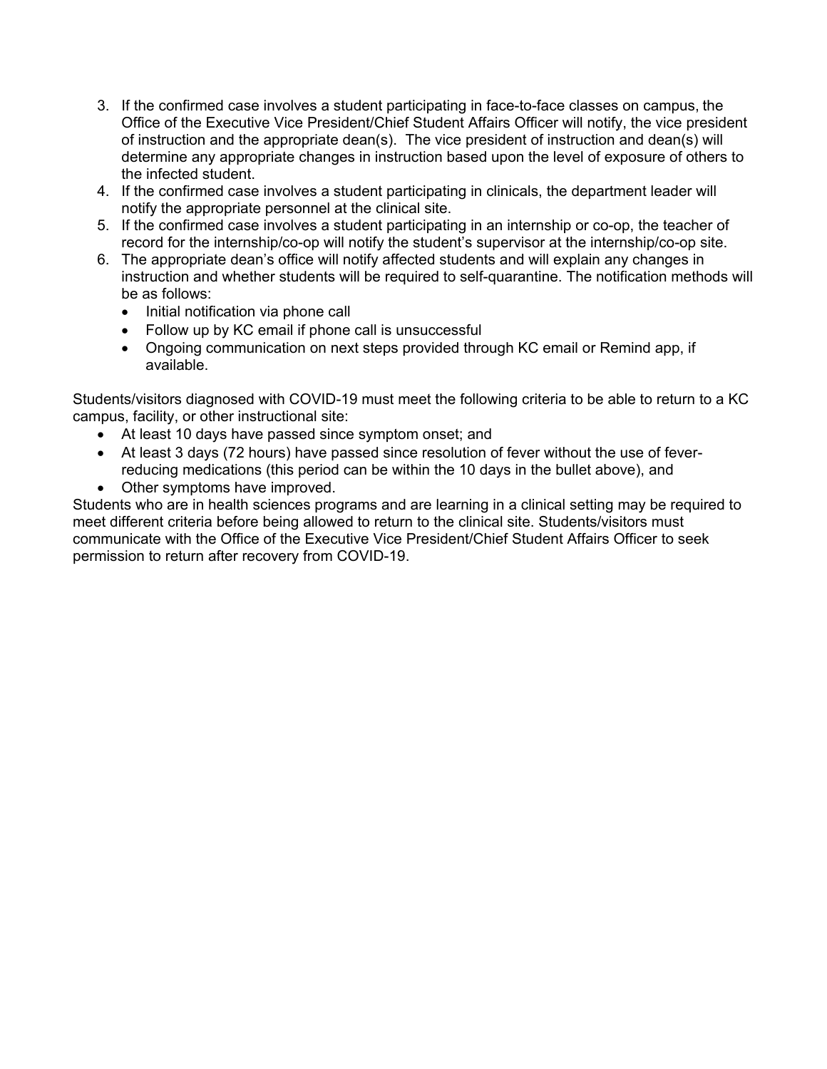3. If the confirmed case involves a student participating in face-to-face classes on campus, the Office of the Executive Vice President/Chief Student Affairs Officer will notify, the vice president of instruction and the appropriate dean(s). The vice president of instruction and dean(s) will determine any appropriate changes in instruction based upon the level of exposure of others to the infected student.
4. If the confirmed case involves a student participating in clinicals, the department leader will notify the appropriate personnel at the clinical site.
5. If the confirmed case involves a student participating in an internship or co-op, the teacher of record for the internship/co-op will notify the student's supervisor at the internship/co-op site.
6. The appropriate dean's office will notify affected students and will explain any changes in instruction and whether students will be required to self-quarantine. The notification methods will be as follows:
   - Initial notification via phone call
   - Follow up by KC email if phone call is unsuccessful
   - Ongoing communication on next steps provided through KC email or Remind app, if available.

Students/visitors diagnosed with COVID-19 must meet the following criteria to be able to return to a KC campus, facility, or other instructional site:

- At least 10 days have passed since symptom onset; and
- At least 3 days (72 hours) have passed since resolution of fever without the use of fever-reducing medications (this period can be within the 10 days in the bullet above), and
- Other symptoms have improved.

Students who are in health sciences programs and are learning in a clinical setting may be required to meet different criteria before being allowed to return to the clinical site. Students/visitors must communicate with the Office of the Executive Vice President/Chief Student Affairs Officer to seek permission to return after recovery from COVID-19.